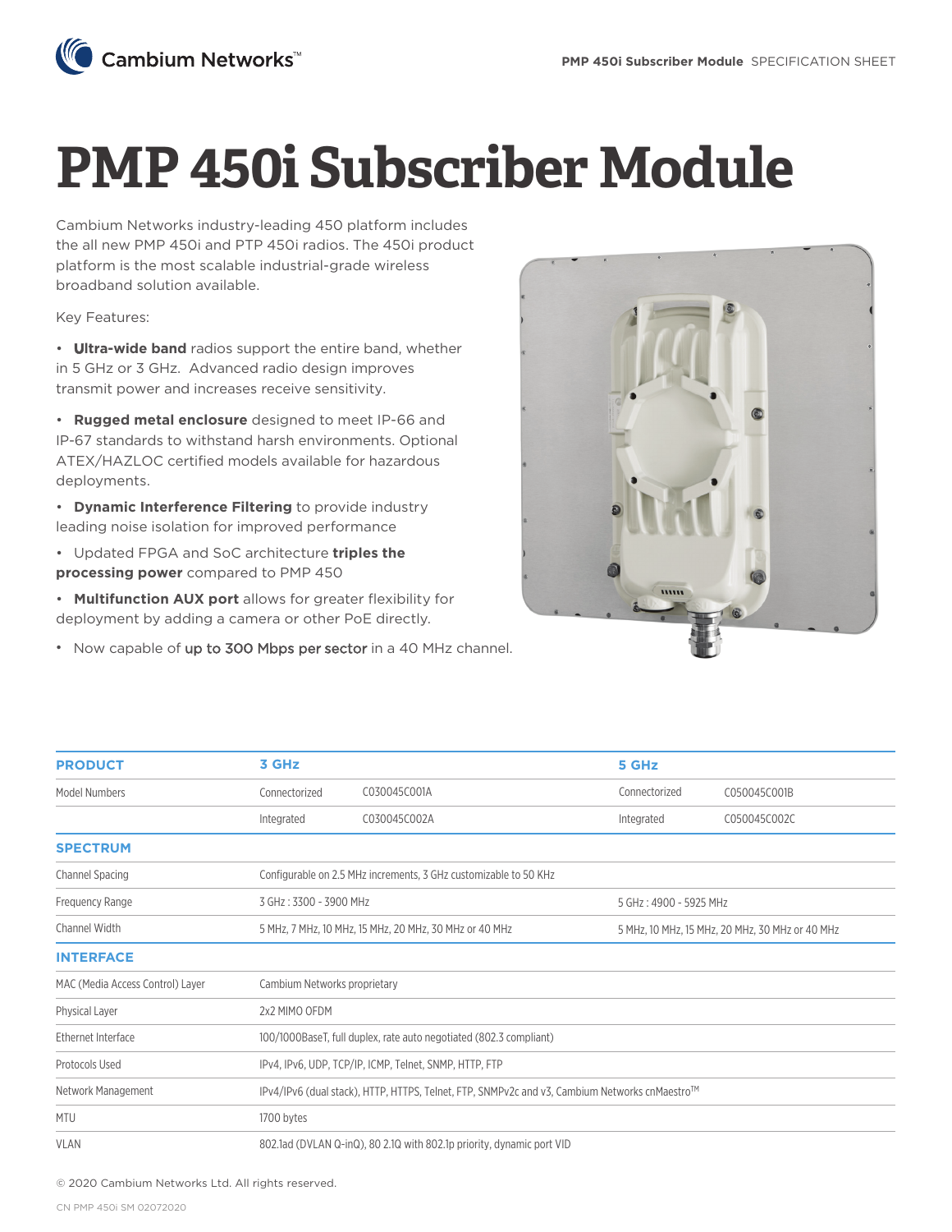# PMP 450i Subscriber Module

Cambium Networks industry-leading 450 platform includes the all new PMP 450i and PTP 450i radios. The 450i product platform is the most scalable industrial-grade wireless broadband solution available.

Key Features:

- **Ultra-wide band** radios support the entire band, whether in 5 GHz or 3 GHz. Advanced radio design improves transmit power and increases receive sensitivity.
- **Rugged metal enclosure** designed to meet IP-66 and IP-67 standards to withstand harsh environments. Optional ATEX/HAZLOC certified models available for hazardous deployments.
- **Dynamic Interference Filtering** to provide industry leading noise isolation for improved performance
- Updated FPGA and SoC architecture **triples the processing power** compared to PMP 450
- **Multifunction AUX port** allows for greater flexibility for deployment by adding a camera or other PoE directly.
- Now capable of up to 300 Mbps per sector in a 40 MHz channel.

| **PRODUCT** | **3 GHz** | | **5 GHz** | |
|---|---|---|---|---|
| Model Numbers | Connectorized | C030045C001A | Connectorized | C050045C001B |
| | Integrated | C030045C002A | Integrated | C050045C002C |
| **SPECTRUM** | | | | |
| Channel Spacing | Configurable on 2.5 MHz increments, 3 GHz customizable to 50 KHz | | | |
| Frequency Range | 3 GHz : 3300 - 3900 MHz | | 5 GHz : 4900 - 5925 MHz | |
| Channel Width | 5 MHz, 7 MHz, 10 MHz, 15 MHz, 20 MHz, 30 MHz or 40 MHz | | 5 MHz, 10 MHz, 15 MHz, 20 MHz, 30 MHz or 40 MHz | |
| **INTERFACE** | | | | |
| MAC (Media Access Control) Layer | Cambium Networks proprietary | | | |
| Physical Layer | 2x2 MIMO OFDM | | | |
| Ethernet Interface | 100/1000BaseT, full duplex, rate auto negotiated (802.3 compliant) | | | |
| Protocols Used | IPv4, IPv6, UDP, TCP/IP, ICMP, Telnet, SNMP, HTTP, FTP | | | |
| Network Management | IPv4/IPv6 (dual stack), HTTP, HTTPS, Telnet, FTP, SNMPv2c and v3, Cambium Networks cnMaestro™ | | | |
| MTU | 1700 bytes | | | |
| VLAN | 802.1ad (DVLAN Q-inQ), 80 2.1Q with 802.1p priority, dynamic port VID | | | |

© 2020 Cambium Networks Ltd. All rights reserved.

CN PMP 450i SM 02072020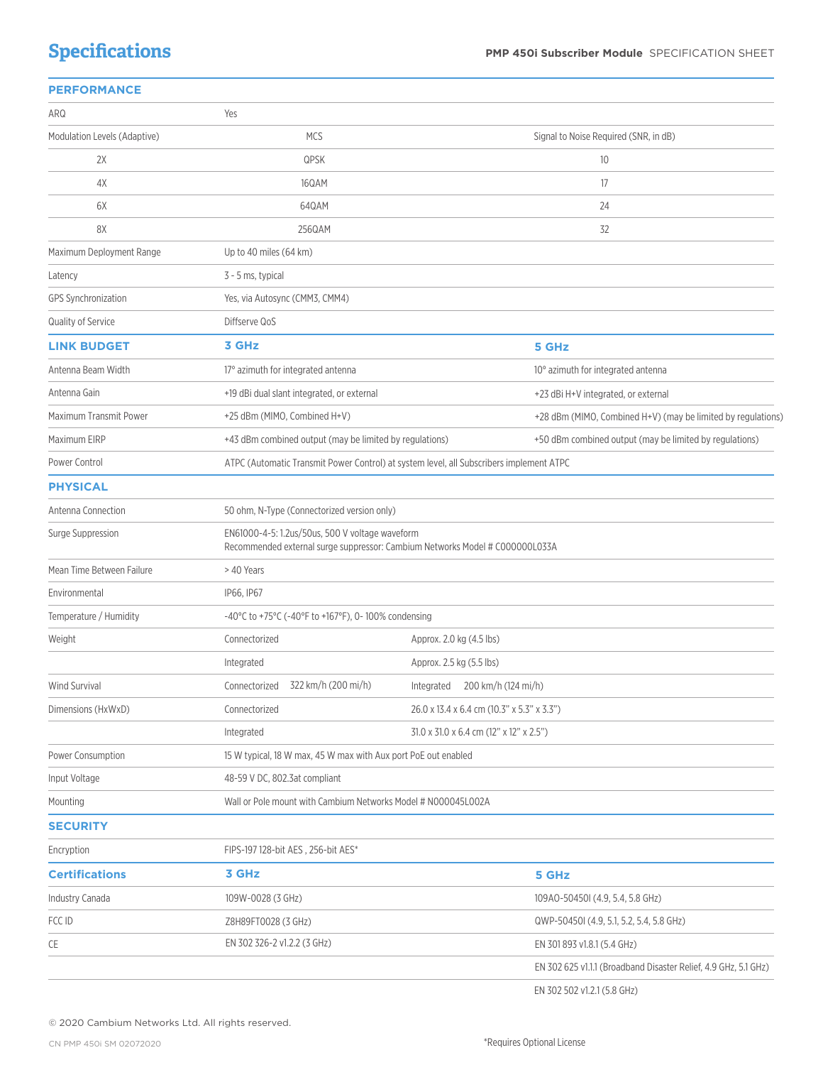# Specifications

## PERFORMANCE

| | | |
|---|---|---|
| ARQ | Yes | |
| Modulation Levels (Adaptive) | MCS | Signal to Noise Required (SNR, in dB) |
| 2X | QPSK | 10 |
| 4X | 16QAM | 17 |
| 6X | 64QAM | 24 |
| 8X | 256QAM | 32 |
| Maximum Deployment Range | Up to 40 miles (64 km) | |
| Latency | 3 - 5 ms, typical | |
| GPS Synchronization | Yes, via Autosync (CMM3, CMM4) | |
| Quality of Service | Diffserve QoS | |

## LINK BUDGET

| LINK BUDGET | 3 GHz | 5 GHz |
|---|---|---|
| Antenna Beam Width | 17° azimuth for integrated antenna | 10° azimuth for integrated antenna |
| Antenna Gain | +19 dBi dual slant integrated, or external | +23 dBi H+V integrated, or external |
| Maximum Transmit Power | +25 dBm (MIMO, Combined H+V) | +28 dBm (MIMO, Combined H+V) (may be limited by regulations) |
| Maximum EIRP | +43 dBm combined output (may be limited by regulations) | +50 dBm combined output (may be limited by regulations) |
| Power Control | ATPC (Automatic Transmit Power Control) at system level, all Subscribers implement ATPC | |

## PHYSICAL

| | | |
|---|---|---|
| Antenna Connection | 50 ohm, N-Type (Connectorized version only) | |
| Surge Suppression | EN61000-4-5: 1.2us/50us, 500 V voltage waveform<br>Recommended external surge suppressor: Cambium Networks Model # C000000L033A | |
| Mean Time Between Failure | > 40 Years | |
| Environmental | IP66, IP67 | |
| Temperature / Humidity | -40°C to +75°C (-40°F to +167°F), 0- 100% condensing | |
| Weight | Connectorized | Approx. 2.0 kg (4.5 lbs) |
| | Integrated | Approx. 2.5 kg (5.5 lbs) |
| Wind Survival | Connectorized 322 km/h (200 mi/h) | Integrated 200 km/h (124 mi/h) |
| Dimensions (HxWxD) | Connectorized | 26.0 x 13.4 x 6.4 cm (10.3" x 5.3" x 3.3") |
| | Integrated | 31.0 x 31.0 x 6.4 cm (12" x 12" x 2.5") |
| Power Consumption | 15 W typical, 18 W max, 45 W max with Aux port PoE out enabled | |
| Input Voltage | 48-59 V DC, 802.3at compliant | |
| Mounting | Wall or Pole mount with Cambium Networks Model # N000045L002A | |

## SECURITY

| | |
|---|---|
| Encryption | FIPS-197 128-bit AES , 256-bit AES* |

## Certifications

| Certifications | 3 GHz | 5 GHz |
|---|---|---|
| Industry Canada | 109W-0028 (3 GHz) | 109AO-50450I (4.9, 5.4, 5.8 GHz) |
| FCC ID | Z8H89FT0028 (3 GHz) | QWP-50450I (4.9, 5.1, 5.2, 5.4, 5.8 GHz) |
| CE | EN 302 326-2 v1.2.2 (3 GHz) | EN 301 893 v1.8.1 (5.4 GHz) |
| | | EN 302 625 v1.1.1 (Broadband Disaster Relief, 4.9 GHz, 5.1 GHz) |
| | | EN 302 502 v1.2.1 (5.8 GHz) |

© 2020 Cambium Networks Ltd. All rights reserved.

CN PMP 450i SM 02072020

*Requires Optional License